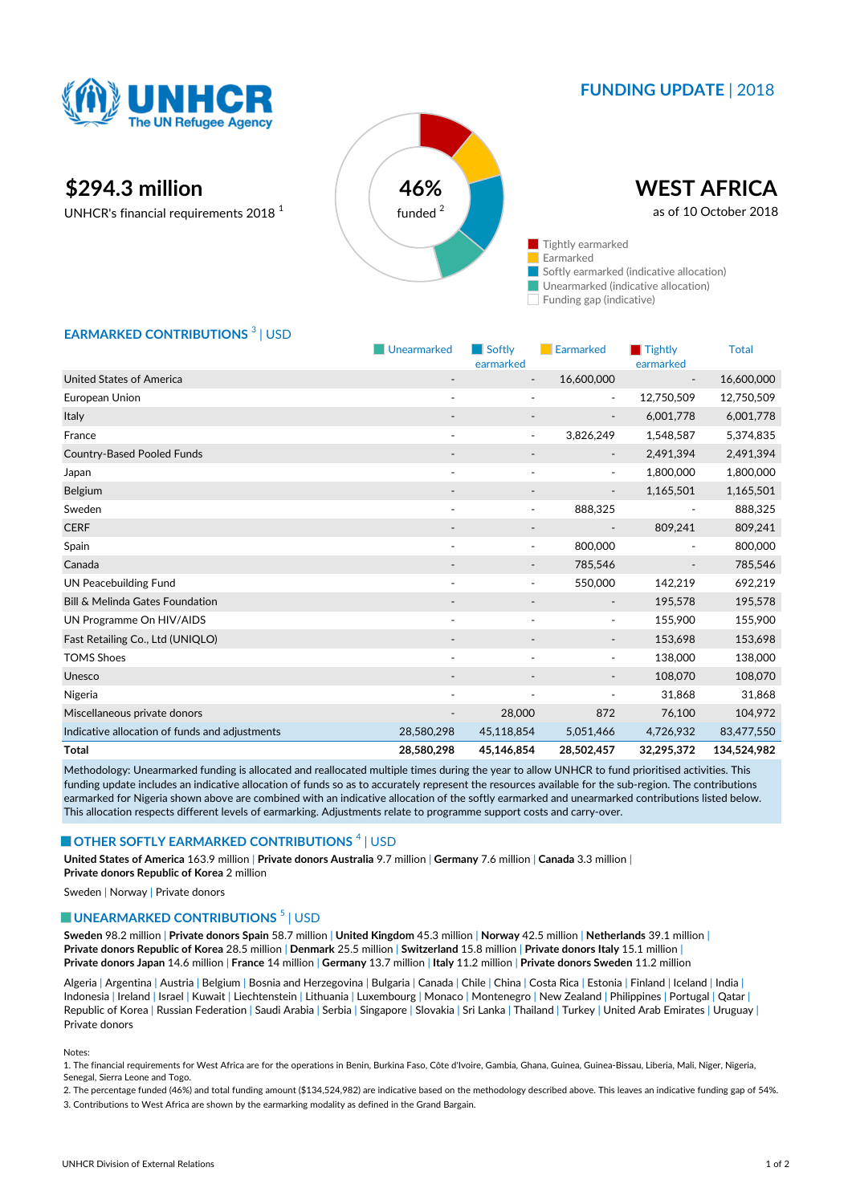UNHCR The UN Refugee Agency

**FUNDING UPDATE** | 2018

# $294.3 million

UNHCR's financial requirements 2018 [1]

46% funded [2]

# WEST AFRICA

as of 10 October 2018

- Tightly earmarked
- Earmarked
- Softly earmarked (indicative allocation)
- Unearmarked (indicative allocation)
- Funding gap (indicative)

## EARMARKED CONTRIBUTIONS [3] | USD

| | Unearmarked | Softly earmarked | Earmarked | Tightly earmarked | Total |
|---|---|---|---|---|---|
| United States of America | - | - | 16,600,000 | - | 16,600,000 |
| European Union | - | - | - | 12,750,509 | 12,750,509 |
| Italy | - | - | - | 6,001,778 | 6,001,778 |
| France | - | - | 3,826,249 | 1,548,587 | 5,374,835 |
| Country-Based Pooled Funds | - | - | - | 2,491,394 | 2,491,394 |
| Japan | - | - | - | 1,800,000 | 1,800,000 |
| Belgium | - | - | - | 1,165,501 | 1,165,501 |
| Sweden | - | - | 888,325 | - | 888,325 |
| CERF | - | - | - | 809,241 | 809,241 |
| Spain | - | - | 800,000 | - | 800,000 |
| Canada | - | - | 785,546 | - | 785,546 |
| UN Peacebuilding Fund | - | - | 550,000 | 142,219 | 692,219 |
| Bill & Melinda Gates Foundation | - | - | - | 195,578 | 195,578 |
| UN Programme On HIV/AIDS | - | - | - | 155,900 | 155,900 |
| Fast Retailing Co., Ltd (UNIQLO) | - | - | - | 153,698 | 153,698 |
| TOMS Shoes | - | - | - | 138,000 | 138,000 |
| Unesco | - | - | - | 108,070 | 108,070 |
| Nigeria | - | - | - | 31,868 | 31,868 |
| Miscellaneous private donors | - | 28,000 | 872 | 76,100 | 104,972 |
| Indicative allocation of funds and adjustments | 28,580,298 | 45,118,854 | 5,051,466 | 4,726,932 | 83,477,550 |
| **Total** | **28,580,298** | **45,146,854** | **28,502,457** | **32,295,372** | **134,524,982** |

Methodology: Unearmarked funding is allocated and reallocated multiple times during the year to allow UNHCR to fund prioritised activities. This funding update includes an indicative allocation of funds so as to accurately represent the resources available for the sub-region. The contributions earmarked for Nigeria shown above are combined with an indicative allocation of the softly earmarked and unearmarked contributions listed below. This allocation respects different levels of earmarking. Adjustments relate to programme support costs and carry-over.

## OTHER SOFTLY EARMARKED CONTRIBUTIONS [4] | USD

**United States of America** 163.9 million | **Private donors Australia** 9.7 million | **Germany** 7.6 million | **Canada** 3.3 million | **Private donors Republic of Korea** 2 million

Sweden | Norway | Private donors

## UNEARMARKED CONTRIBUTIONS [5] | USD

**Sweden** 98.2 million | **Private donors Spain** 58.7 million | **United Kingdom** 45.3 million | **Norway** 42.5 million | **Netherlands** 39.1 million | **Private donors Republic of Korea** 28.5 million | **Denmark** 25.5 million | **Switzerland** 15.8 million | **Private donors Italy** 15.1 million | **Private donors Japan** 14.6 million | **France** 14 million | **Germany** 13.7 million | **Italy** 11.2 million | **Private donors Sweden** 11.2 million

Algeria | Argentina | Austria | Belgium | Bosnia and Herzegovina | Bulgaria | Canada | Chile | China | Costa Rica | Estonia | Finland | Iceland | India | Indonesia | Ireland | Israel | Kuwait | Liechtenstein | Lithuania | Luxembourg | Monaco | Montenegro | New Zealand | Philippines | Portugal | Qatar | Republic of Korea | Russian Federation | Saudi Arabia | Serbia | Singapore | Slovakia | Sri Lanka | Thailand | Turkey | United Arab Emirates | Uruguay | Private donors

Notes:

1. The financial requirements for West Africa are for the operations in Benin, Burkina Faso, Côte d'Ivoire, Gambia, Ghana, Guinea, Guinea-Bissau, Liberia, Mali, Niger, Nigeria, Senegal, Sierra Leone and Togo.
2. The percentage funded (46%) and total funding amount ($134,524,982) are indicative based on the methodology described above. This leaves an indicative funding gap of 54%.
3. Contributions to West Africa are shown by the earmarking modality as defined in the Grand Bargain.

UNHCR Division of External Relations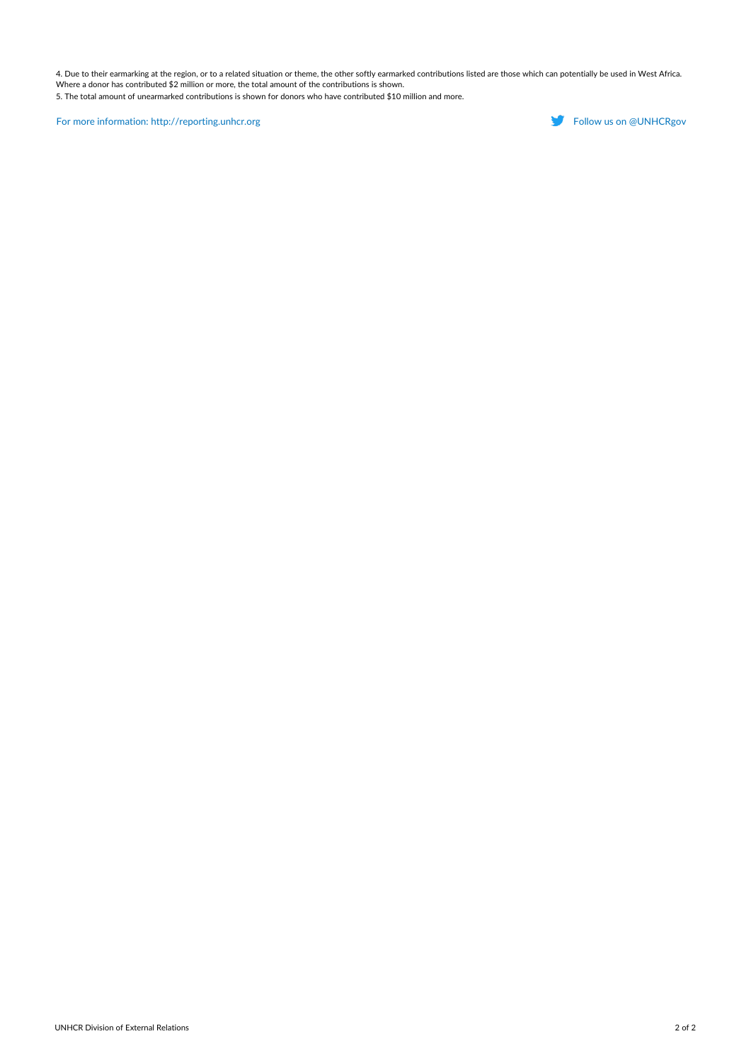4. Due to their earmarking at the region, or to a related situation or theme, the other softly earmarked contributions listed are those which can potentially be used in West Africa. Where a donor has contributed $2 million or more, the total amount of the contributions is shown.

5. The total amount of unearmarked contributions is shown for donors who have contributed $10 million and more.

For more information: http://reporting.unhcr.org

Follow us on @UNHCRgov

UNHCR Division of External Relations